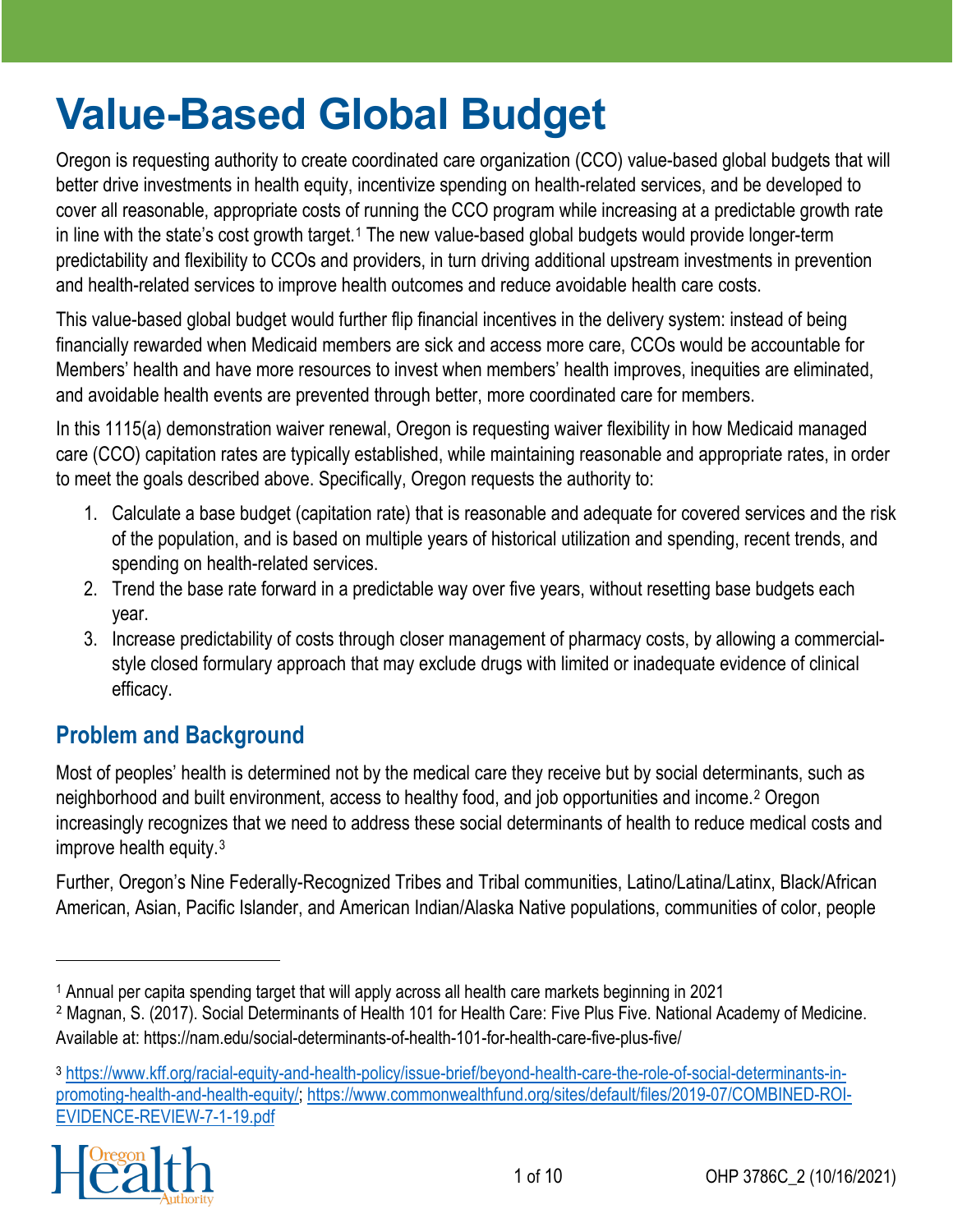# Value-Based Global Budget

Oregon is requesting authority to create coordinated care organization (CCO) value-based global budgets that will better drive investments in health equity, incentivize spending on health-related services, and be developed to cover all reasonable, appropriate costs of running the CCO program while increasing at a predictable growth rate in line with the state's cost growth target.[1] The new value-based global budgets would provide longer-term predictability and flexibility to CCOs and providers, in turn driving additional upstream investments in prevention and health-related services to improve health outcomes and reduce avoidable health care costs.

This value-based global budget would further flip financial incentives in the delivery system: instead of being financially rewarded when Medicaid members are sick and access more care, CCOs would be accountable for Members' health and have more resources to invest when members' health improves, inequities are eliminated, and avoidable health events are prevented through better, more coordinated care for members.

In this 1115(a) demonstration waiver renewal, Oregon is requesting waiver flexibility in how Medicaid managed care (CCO) capitation rates are typically established, while maintaining reasonable and appropriate rates, in order to meet the goals described above. Specifically, Oregon requests the authority to:

1. Calculate a base budget (capitation rate) that is reasonable and adequate for covered services and the risk of the population, and is based on multiple years of historical utilization and spending, recent trends, and spending on health-related services.
2. Trend the base rate forward in a predictable way over five years, without resetting base budgets each year.
3. Increase predictability of costs through closer management of pharmacy costs, by allowing a commercial-style closed formulary approach that may exclude drugs with limited or inadequate evidence of clinical efficacy.

## Problem and Background

Most of peoples' health is determined not by the medical care they receive but by social determinants, such as neighborhood and built environment, access to healthy food, and job opportunities and income.[2] Oregon increasingly recognizes that we need to address these social determinants of health to reduce medical costs and improve health equity.[3]

Further, Oregon's Nine Federally-Recognized Tribes and Tribal communities, Latino/Latina/Latinx, Black/African American, Asian, Pacific Islander, and American Indian/Alaska Native populations, communities of color, people

---

[1] Annual per capita spending target that will apply across all health care markets beginning in 2021

[2] Magnan, S. (2017). Social Determinants of Health 101 for Health Care: Five Plus Five. National Academy of Medicine. Available at: https://nam.edu/social-determinants-of-health-101-for-health-care-five-plus-five/

[3] https://www.kff.org/racial-equity-and-health-policy/issue-brief/beyond-health-care-the-role-of-social-determinants-in-promoting-health-and-health-equity/; https://www.commonwealthfund.org/sites/default/files/2019-07/COMBINED-ROI-EVIDENCE-REVIEW-7-1-19.pdf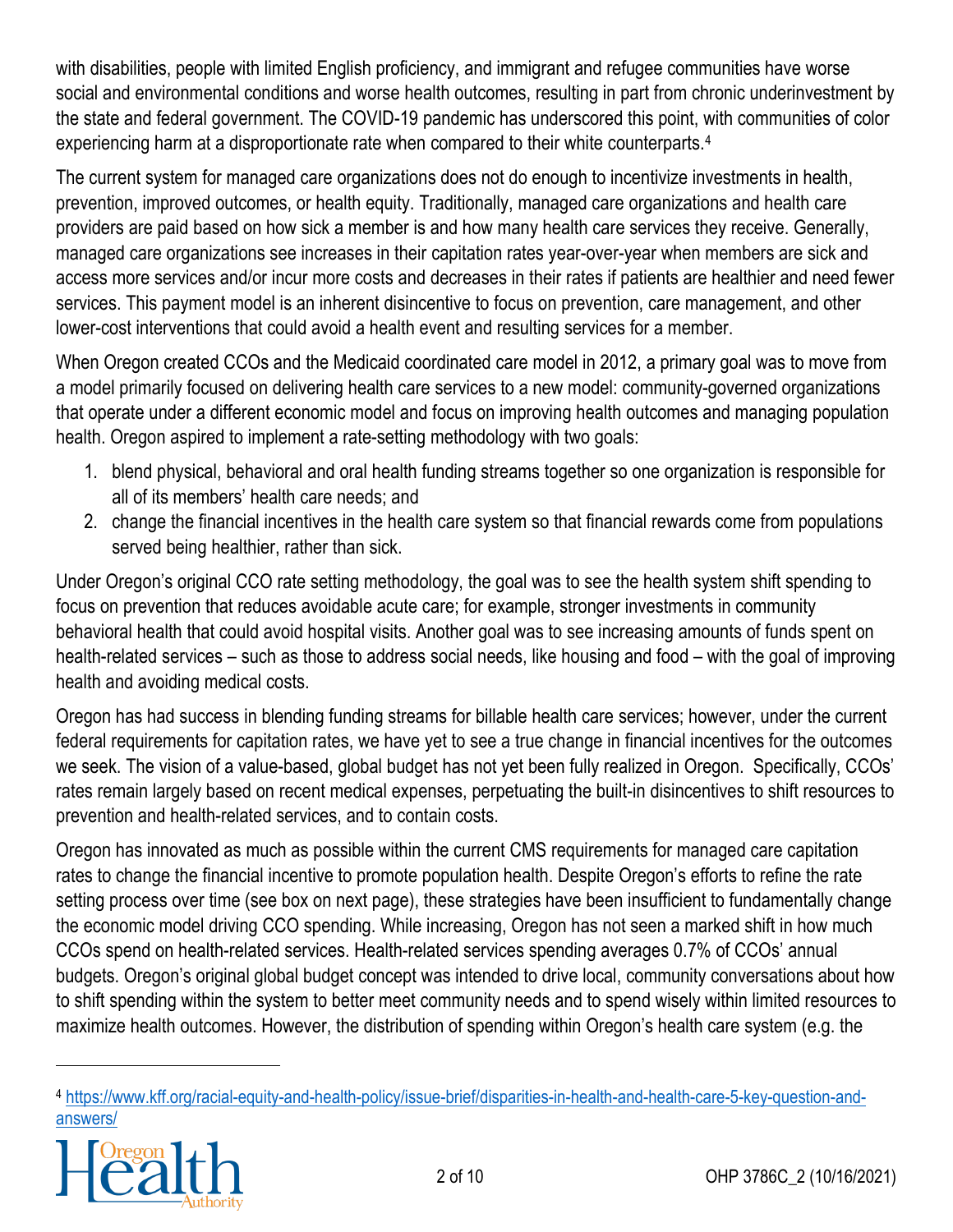with disabilities, people with limited English proficiency, and immigrant and refugee communities have worse social and environmental conditions and worse health outcomes, resulting in part from chronic underinvestment by the state and federal government. The COVID-19 pandemic has underscored this point, with communities of color experiencing harm at a disproportionate rate when compared to their white counterparts.[4]

The current system for managed care organizations does not do enough to incentivize investments in health, prevention, improved outcomes, or health equity. Traditionally, managed care organizations and health care providers are paid based on how sick a member is and how many health care services they receive. Generally, managed care organizations see increases in their capitation rates year-over-year when members are sick and access more services and/or incur more costs and decreases in their rates if patients are healthier and need fewer services. This payment model is an inherent disincentive to focus on prevention, care management, and other lower-cost interventions that could avoid a health event and resulting services for a member.

When Oregon created CCOs and the Medicaid coordinated care model in 2012, a primary goal was to move from a model primarily focused on delivering health care services to a new model: community-governed organizations that operate under a different economic model and focus on improving health outcomes and managing population health. Oregon aspired to implement a rate-setting methodology with two goals:

1. blend physical, behavioral and oral health funding streams together so one organization is responsible for all of its members' health care needs; and
2. change the financial incentives in the health care system so that financial rewards come from populations served being healthier, rather than sick.

Under Oregon's original CCO rate setting methodology, the goal was to see the health system shift spending to focus on prevention that reduces avoidable acute care; for example, stronger investments in community behavioral health that could avoid hospital visits. Another goal was to see increasing amounts of funds spent on health-related services – such as those to address social needs, like housing and food – with the goal of improving health and avoiding medical costs.

Oregon has had success in blending funding streams for billable health care services; however, under the current federal requirements for capitation rates, we have yet to see a true change in financial incentives for the outcomes we seek. The vision of a value-based, global budget has not yet been fully realized in Oregon. Specifically, CCOs' rates remain largely based on recent medical expenses, perpetuating the built-in disincentives to shift resources to prevention and health-related services, and to contain costs.

Oregon has innovated as much as possible within the current CMS requirements for managed care capitation rates to change the financial incentive to promote population health. Despite Oregon's efforts to refine the rate setting process over time (see box on next page), these strategies have been insufficient to fundamentally change the economic model driving CCO spending. While increasing, Oregon has not seen a marked shift in how much CCOs spend on health-related services. Health-related services spending averages 0.7% of CCOs' annual budgets. Oregon's original global budget concept was intended to drive local, community conversations about how to shift spending within the system to better meet community needs and to spend wisely within limited resources to maximize health outcomes. However, the distribution of spending within Oregon's health care system (e.g. the

[4] https://www.kff.org/racial-equity-and-health-policy/issue-brief/disparities-in-health-and-health-care-5-key-question-and-answers/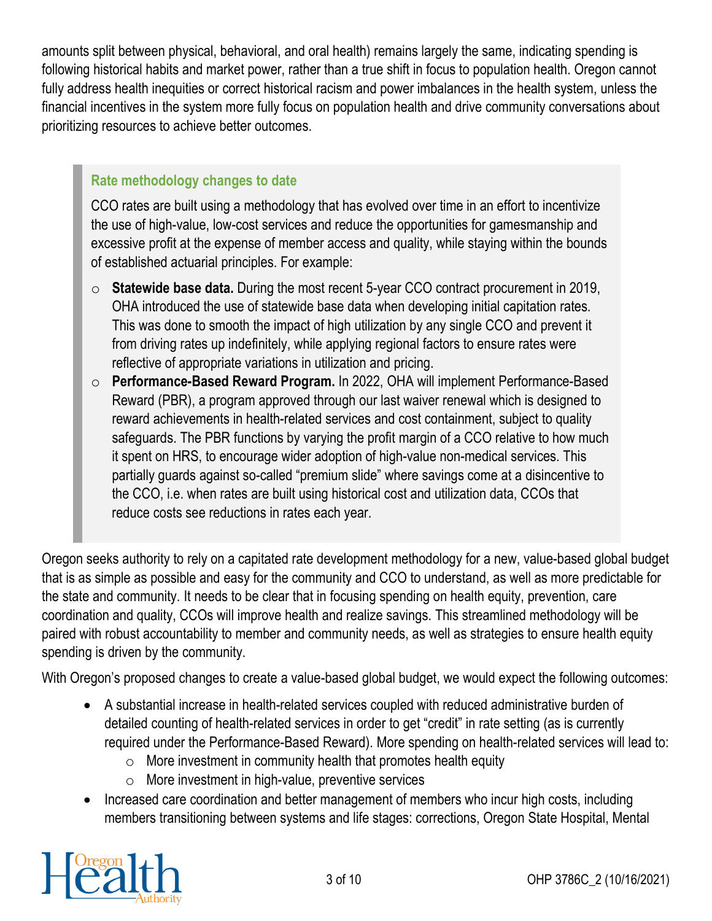amounts split between physical, behavioral, and oral health) remains largely the same, indicating spending is following historical habits and market power, rather than a true shift in focus to population health. Oregon cannot fully address health inequities or correct historical racism and power imbalances in the health system, unless the financial incentives in the system more fully focus on population health and drive community conversations about prioritizing resources to achieve better outcomes.

> ### Rate methodology changes to date
>
> CCO rates are built using a methodology that has evolved over time in an effort to incentivize the use of high-value, low-cost services and reduce the opportunities for gamesmanship and excessive profit at the expense of member access and quality, while staying within the bounds of established actuarial principles. For example:
>
> - **Statewide base data.** During the most recent 5-year CCO contract procurement in 2019, OHA introduced the use of statewide base data when developing initial capitation rates. This was done to smooth the impact of high utilization by any single CCO and prevent it from driving rates up indefinitely, while applying regional factors to ensure rates were reflective of appropriate variations in utilization and pricing.
> - **Performance-Based Reward Program.** In 2022, OHA will implement Performance-Based Reward (PBR), a program approved through our last waiver renewal which is designed to reward achievements in health-related services and cost containment, subject to quality safeguards. The PBR functions by varying the profit margin of a CCO relative to how much it spent on HRS, to encourage wider adoption of high-value non-medical services. This partially guards against so-called "premium slide" where savings come at a disincentive to the CCO, i.e. when rates are built using historical cost and utilization data, CCOs that reduce costs see reductions in rates each year.

Oregon seeks authority to rely on a capitated rate development methodology for a new, value-based global budget that is as simple as possible and easy for the community and CCO to understand, as well as more predictable for the state and community. It needs to be clear that in focusing spending on health equity, prevention, care coordination and quality, CCOs will improve health and realize savings. This streamlined methodology will be paired with robust accountability to member and community needs, as well as strategies to ensure health equity spending is driven by the community.

With Oregon's proposed changes to create a value-based global budget, we would expect the following outcomes:

- A substantial increase in health-related services coupled with reduced administrative burden of detailed counting of health-related services in order to get "credit" in rate setting (as is currently required under the Performance-Based Reward). More spending on health-related services will lead to:
  - More investment in community health that promotes health equity
  - More investment in high-value, preventive services
- Increased care coordination and better management of members who incur high costs, including members transitioning between systems and life stages: corrections, Oregon State Hospital, Mental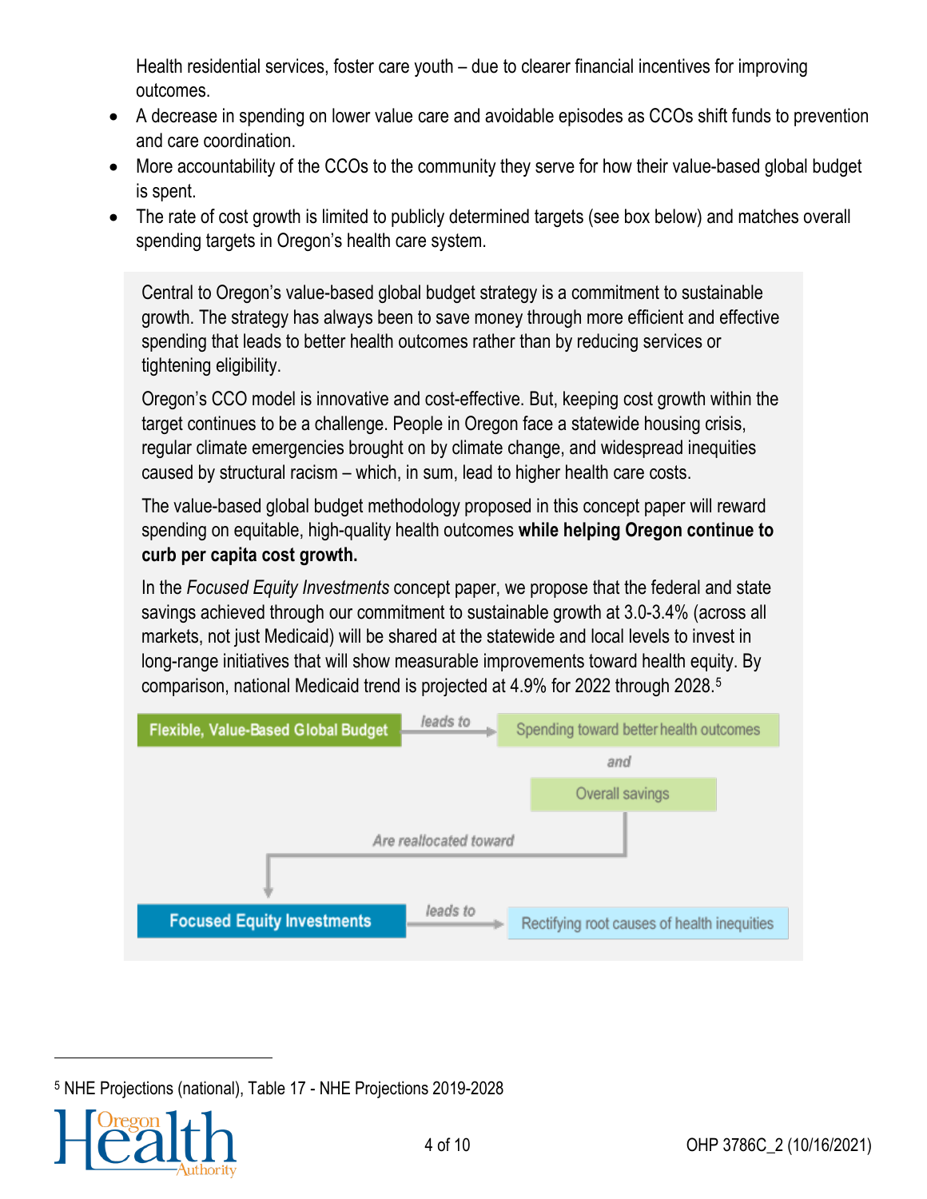Health residential services, foster care youth – due to clearer financial incentives for improving outcomes.

- A decrease in spending on lower value care and avoidable episodes as CCOs shift funds to prevention and care coordination.
- More accountability of the CCOs to the community they serve for how their value-based global budget is spent.
- The rate of cost growth is limited to publicly determined targets (see box below) and matches overall spending targets in Oregon's health care system.

Central to Oregon's value-based global budget strategy is a commitment to sustainable growth. The strategy has always been to save money through more efficient and effective spending that leads to better health outcomes rather than by reducing services or tightening eligibility.

Oregon's CCO model is innovative and cost-effective. But, keeping cost growth within the target continues to be a challenge. People in Oregon face a statewide housing crisis, regular climate emergencies brought on by climate change, and widespread inequities caused by structural racism – which, in sum, lead to higher health care costs.

The value-based global budget methodology proposed in this concept paper will reward spending on equitable, high-quality health outcomes **while helping Oregon continue to curb per capita cost growth.**

In the *Focused Equity Investments* concept paper, we propose that the federal and state savings achieved through our commitment to sustainable growth at 3.0-3.4% (across all markets, not just Medicaid) will be shared at the statewide and local levels to invest in long-range initiatives that will show measurable improvements toward health equity. By comparison, national Medicaid trend is projected at 4.9% for 2022 through 2028.[5]

Flexible, Value-Based Global Budget *leads to* Spending toward better health outcomes *and* Overall savings

*Are reallocated toward*

Focused Equity Investments *leads to* Rectifying root causes of health inequities

[5] NHE Projections (national), Table 17 - NHE Projections 2019-2028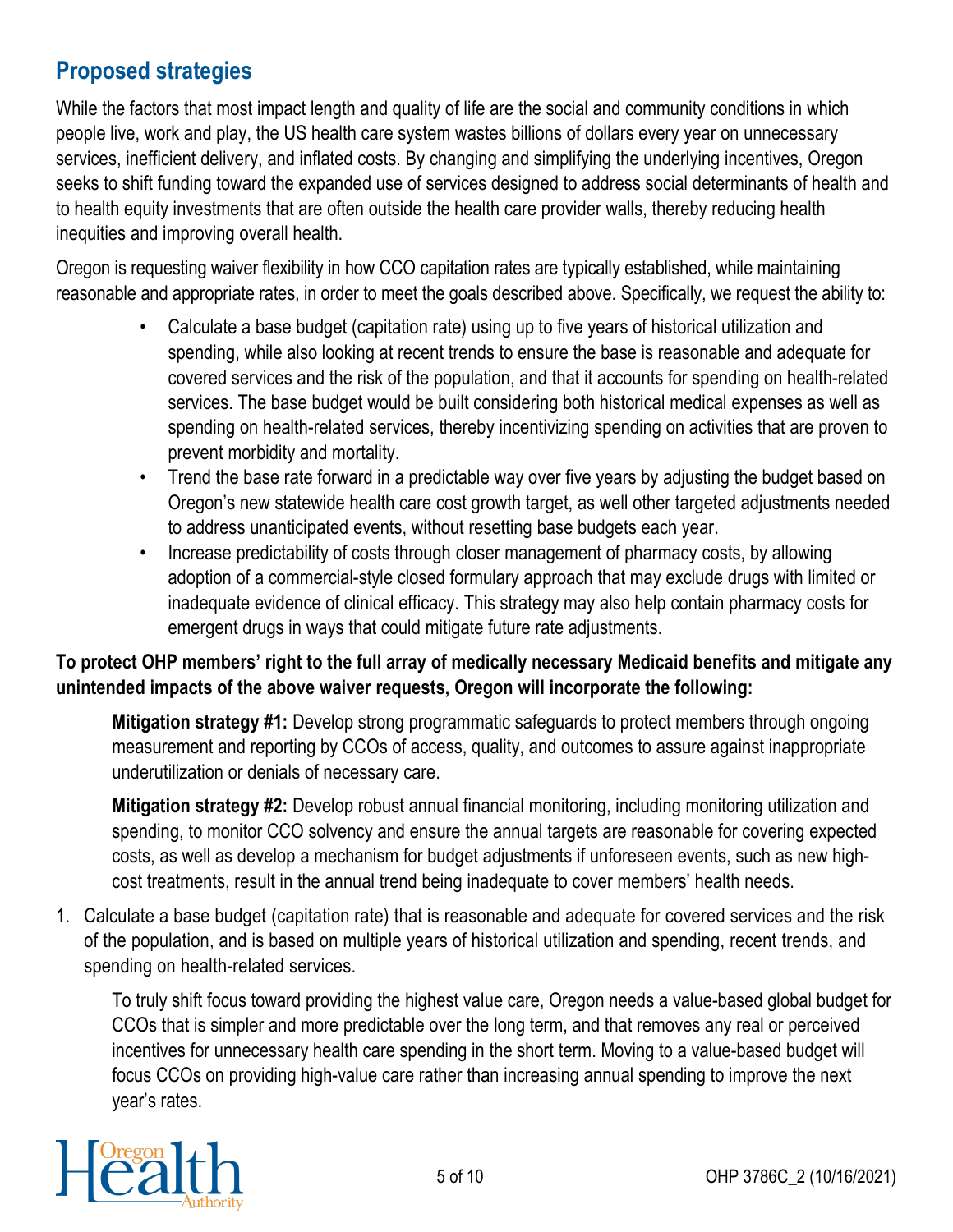## Proposed strategies

While the factors that most impact length and quality of life are the social and community conditions in which people live, work and play, the US health care system wastes billions of dollars every year on unnecessary services, inefficient delivery, and inflated costs. By changing and simplifying the underlying incentives, Oregon seeks to shift funding toward the expanded use of services designed to address social determinants of health and to health equity investments that are often outside the health care provider walls, thereby reducing health inequities and improving overall health.

Oregon is requesting waiver flexibility in how CCO capitation rates are typically established, while maintaining reasonable and appropriate rates, in order to meet the goals described above. Specifically, we request the ability to:

- Calculate a base budget (capitation rate) using up to five years of historical utilization and spending, while also looking at recent trends to ensure the base is reasonable and adequate for covered services and the risk of the population, and that it accounts for spending on health-related services. The base budget would be built considering both historical medical expenses as well as spending on health-related services, thereby incentivizing spending on activities that are proven to prevent morbidity and mortality.
- Trend the base rate forward in a predictable way over five years by adjusting the budget based on Oregon's new statewide health care cost growth target, as well other targeted adjustments needed to address unanticipated events, without resetting base budgets each year.
- Increase predictability of costs through closer management of pharmacy costs, by allowing adoption of a commercial-style closed formulary approach that may exclude drugs with limited or inadequate evidence of clinical efficacy. This strategy may also help contain pharmacy costs for emergent drugs in ways that could mitigate future rate adjustments.

**To protect OHP members' right to the full array of medically necessary Medicaid benefits and mitigate any unintended impacts of the above waiver requests, Oregon will incorporate the following:**

**Mitigation strategy #1:** Develop strong programmatic safeguards to protect members through ongoing measurement and reporting by CCOs of access, quality, and outcomes to assure against inappropriate underutilization or denials of necessary care.

**Mitigation strategy #2:** Develop robust annual financial monitoring, including monitoring utilization and spending, to monitor CCO solvency and ensure the annual targets are reasonable for covering expected costs, as well as develop a mechanism for budget adjustments if unforeseen events, such as new high-cost treatments, result in the annual trend being inadequate to cover members' health needs.

1. Calculate a base budget (capitation rate) that is reasonable and adequate for covered services and the risk of the population, and is based on multiple years of historical utilization and spending, recent trends, and spending on health-related services.

   To truly shift focus toward providing the highest value care, Oregon needs a value-based global budget for CCOs that is simpler and more predictable over the long term, and that removes any real or perceived incentives for unnecessary health care spending in the short term. Moving to a value-based budget will focus CCOs on providing high-value care rather than increasing annual spending to improve the next year's rates.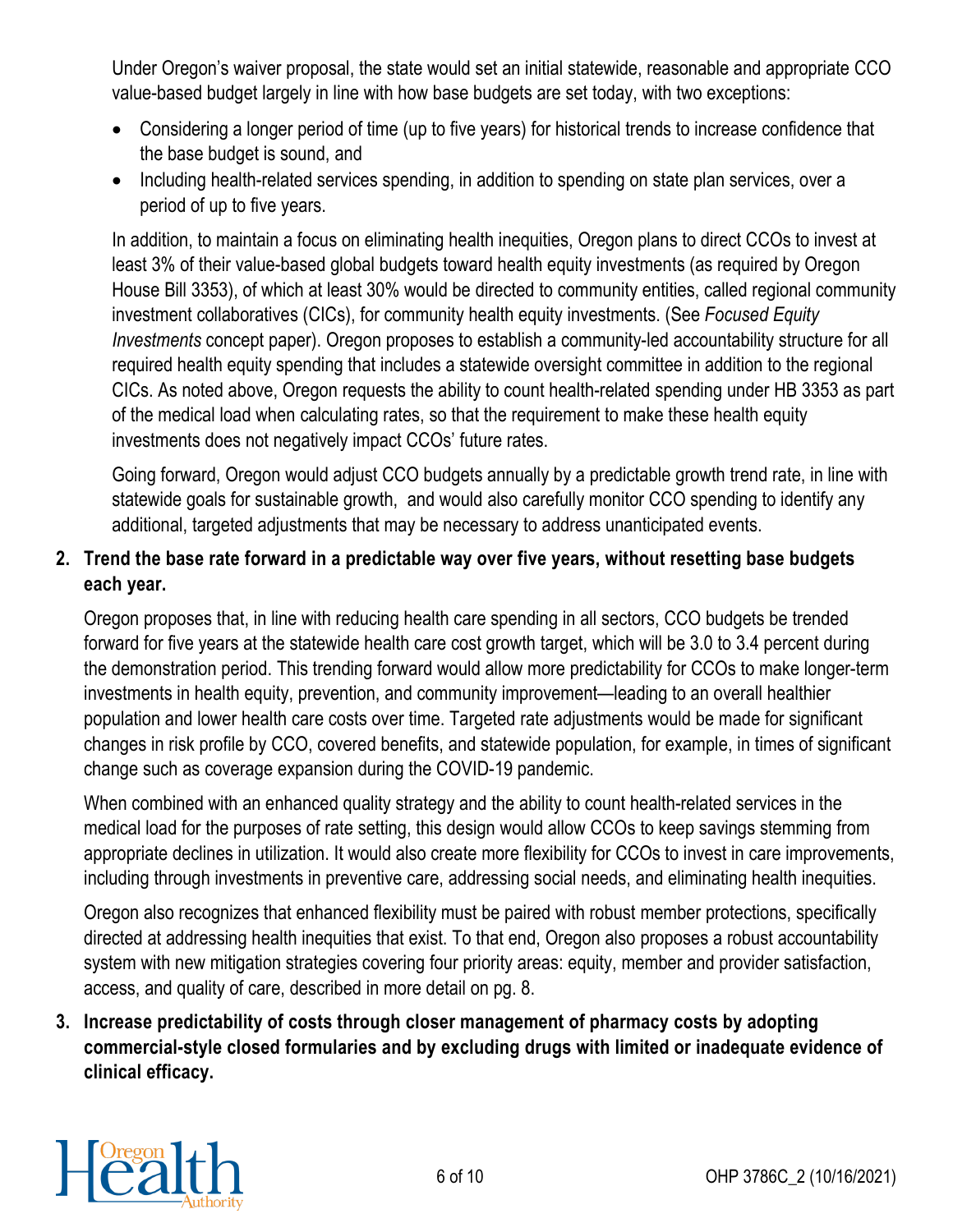Under Oregon's waiver proposal, the state would set an initial statewide, reasonable and appropriate CCO value-based budget largely in line with how base budgets are set today, with two exceptions:

- Considering a longer period of time (up to five years) for historical trends to increase confidence that the base budget is sound, and
- Including health-related services spending, in addition to spending on state plan services, over a period of up to five years.

In addition, to maintain a focus on eliminating health inequities, Oregon plans to direct CCOs to invest at least 3% of their value-based global budgets toward health equity investments (as required by Oregon House Bill 3353), of which at least 30% would be directed to community entities, called regional community investment collaboratives (CICs), for community health equity investments. (See *Focused Equity Investments* concept paper). Oregon proposes to establish a community-led accountability structure for all required health equity spending that includes a statewide oversight committee in addition to the regional CICs. As noted above, Oregon requests the ability to count health-related spending under HB 3353 as part of the medical load when calculating rates, so that the requirement to make these health equity investments does not negatively impact CCOs' future rates.

Going forward, Oregon would adjust CCO budgets annually by a predictable growth trend rate, in line with statewide goals for sustainable growth, and would also carefully monitor CCO spending to identify any additional, targeted adjustments that may be necessary to address unanticipated events.

2. **Trend the base rate forward in a predictable way over five years, without resetting base budgets each year.**

   Oregon proposes that, in line with reducing health care spending in all sectors, CCO budgets be trended forward for five years at the statewide health care cost growth target, which will be 3.0 to 3.4 percent during the demonstration period. This trending forward would allow more predictability for CCOs to make longer-term investments in health equity, prevention, and community improvement—leading to an overall healthier population and lower health care costs over time. Targeted rate adjustments would be made for significant changes in risk profile by CCO, covered benefits, and statewide population, for example, in times of significant change such as coverage expansion during the COVID-19 pandemic.

   When combined with an enhanced quality strategy and the ability to count health-related services in the medical load for the purposes of rate setting, this design would allow CCOs to keep savings stemming from appropriate declines in utilization. It would also create more flexibility for CCOs to invest in care improvements, including through investments in preventive care, addressing social needs, and eliminating health inequities.

   Oregon also recognizes that enhanced flexibility must be paired with robust member protections, specifically directed at addressing health inequities that exist. To that end, Oregon also proposes a robust accountability system with new mitigation strategies covering four priority areas: equity, member and provider satisfaction, access, and quality of care, described in more detail on pg. 8.

3. **Increase predictability of costs through closer management of pharmacy costs by adopting commercial-style closed formularies and by excluding drugs with limited or inadequate evidence of clinical efficacy.**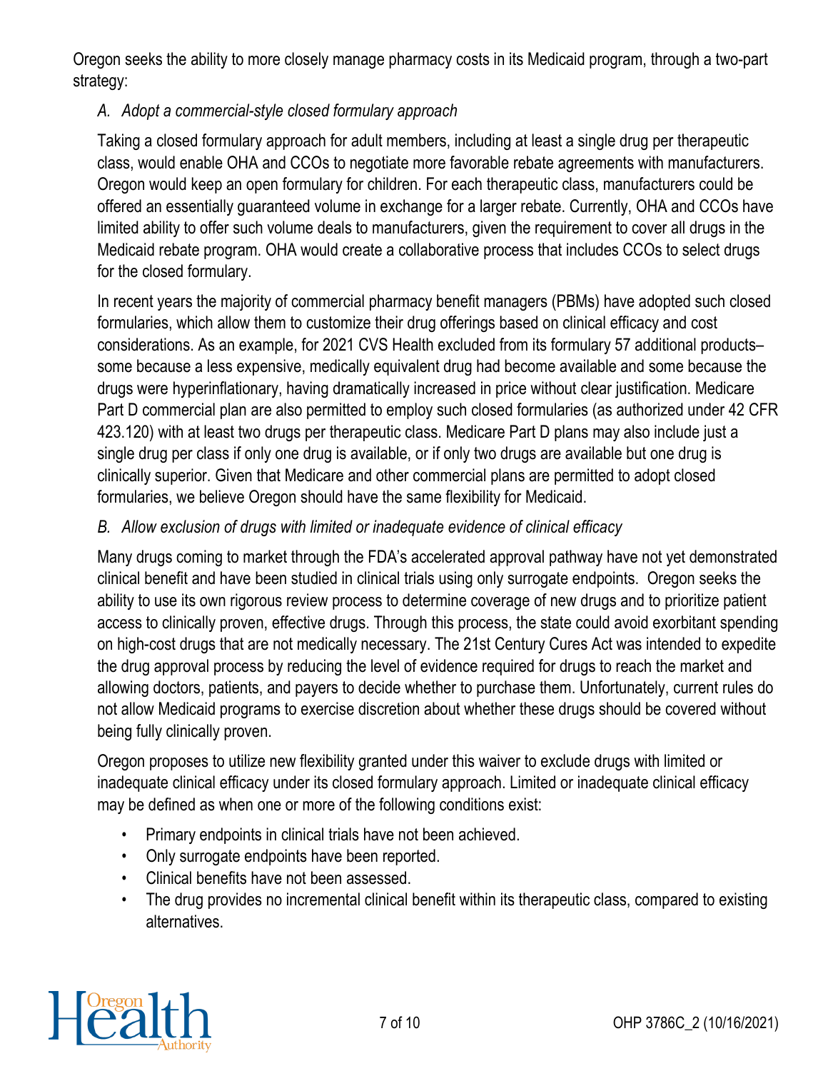Oregon seeks the ability to more closely manage pharmacy costs in its Medicaid program, through a two-part strategy:

*A. Adopt a commercial-style closed formulary approach*

Taking a closed formulary approach for adult members, including at least a single drug per therapeutic class, would enable OHA and CCOs to negotiate more favorable rebate agreements with manufacturers. Oregon would keep an open formulary for children. For each therapeutic class, manufacturers could be offered an essentially guaranteed volume in exchange for a larger rebate. Currently, OHA and CCOs have limited ability to offer such volume deals to manufacturers, given the requirement to cover all drugs in the Medicaid rebate program. OHA would create a collaborative process that includes CCOs to select drugs for the closed formulary.

In recent years the majority of commercial pharmacy benefit managers (PBMs) have adopted such closed formularies, which allow them to customize their drug offerings based on clinical efficacy and cost considerations. As an example, for 2021 CVS Health excluded from its formulary 57 additional products– some because a less expensive, medically equivalent drug had become available and some because the drugs were hyperinflationary, having dramatically increased in price without clear justification. Medicare Part D commercial plan are also permitted to employ such closed formularies (as authorized under 42 CFR 423.120) with at least two drugs per therapeutic class. Medicare Part D plans may also include just a single drug per class if only one drug is available, or if only two drugs are available but one drug is clinically superior. Given that Medicare and other commercial plans are permitted to adopt closed formularies, we believe Oregon should have the same flexibility for Medicaid.

*B. Allow exclusion of drugs with limited or inadequate evidence of clinical efficacy*

Many drugs coming to market through the FDA's accelerated approval pathway have not yet demonstrated clinical benefit and have been studied in clinical trials using only surrogate endpoints. Oregon seeks the ability to use its own rigorous review process to determine coverage of new drugs and to prioritize patient access to clinically proven, effective drugs. Through this process, the state could avoid exorbitant spending on high-cost drugs that are not medically necessary. The 21st Century Cures Act was intended to expedite the drug approval process by reducing the level of evidence required for drugs to reach the market and allowing doctors, patients, and payers to decide whether to purchase them. Unfortunately, current rules do not allow Medicaid programs to exercise discretion about whether these drugs should be covered without being fully clinically proven.

Oregon proposes to utilize new flexibility granted under this waiver to exclude drugs with limited or inadequate clinical efficacy under its closed formulary approach. Limited or inadequate clinical efficacy may be defined as when one or more of the following conditions exist:

- Primary endpoints in clinical trials have not been achieved.
- Only surrogate endpoints have been reported.
- Clinical benefits have not been assessed.
- The drug provides no incremental clinical benefit within its therapeutic class, compared to existing alternatives.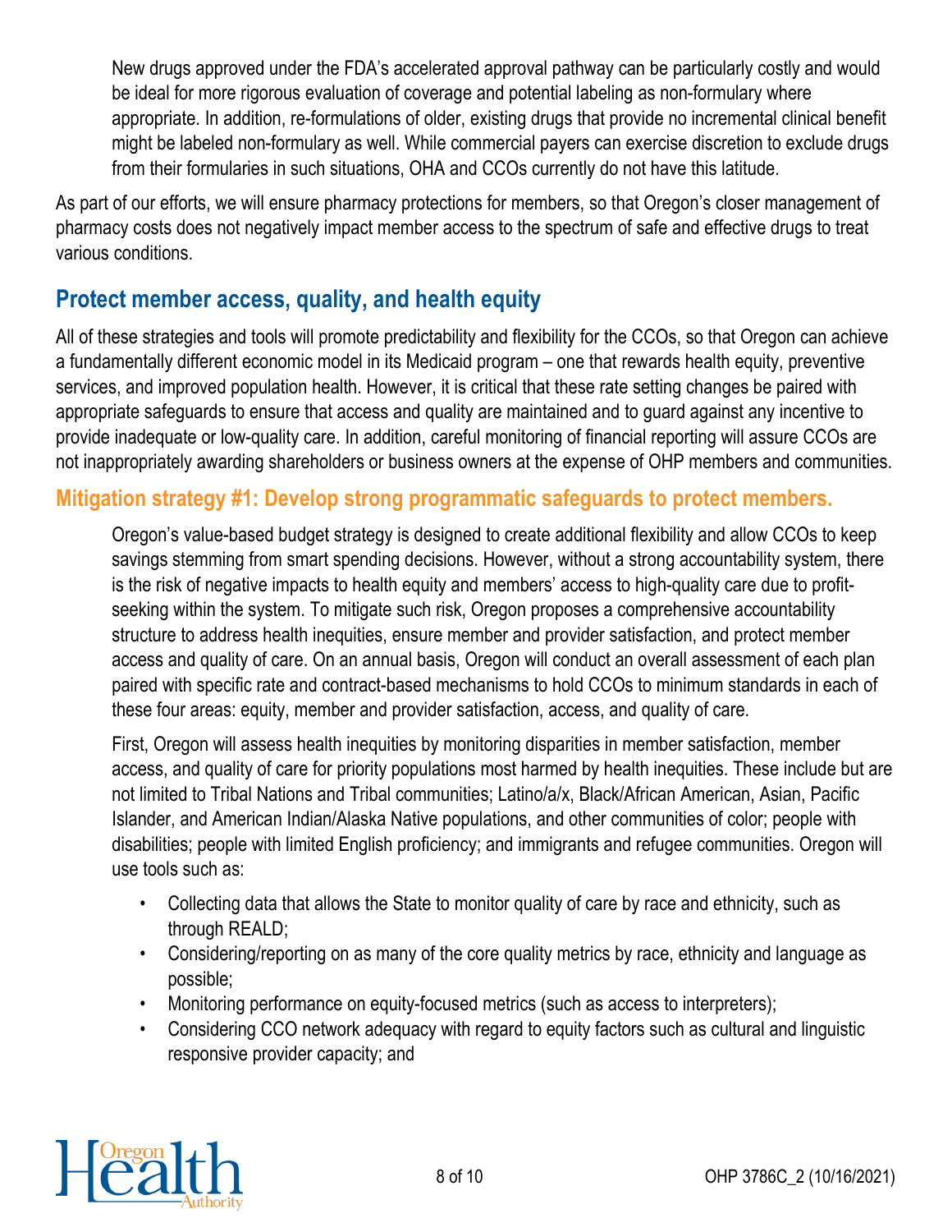New drugs approved under the FDA's accelerated approval pathway can be particularly costly and would be ideal for more rigorous evaluation of coverage and potential labeling as non-formulary where appropriate. In addition, re-formulations of older, existing drugs that provide no incremental clinical benefit might be labeled non-formulary as well. While commercial payers can exercise discretion to exclude drugs from their formularies in such situations, OHA and CCOs currently do not have this latitude.

As part of our efforts, we will ensure pharmacy protections for members, so that Oregon's closer management of pharmacy costs does not negatively impact member access to the spectrum of safe and effective drugs to treat various conditions.

## Protect member access, quality, and health equity

All of these strategies and tools will promote predictability and flexibility for the CCOs, so that Oregon can achieve a fundamentally different economic model in its Medicaid program – one that rewards health equity, preventive services, and improved population health. However, it is critical that these rate setting changes be paired with appropriate safeguards to ensure that access and quality are maintained and to guard against any incentive to provide inadequate or low-quality care. In addition, careful monitoring of financial reporting will assure CCOs are not inappropriately awarding shareholders or business owners at the expense of OHP members and communities.

### Mitigation strategy #1: Develop strong programmatic safeguards to protect members.

Oregon's value-based budget strategy is designed to create additional flexibility and allow CCOs to keep savings stemming from smart spending decisions. However, without a strong accountability system, there is the risk of negative impacts to health equity and members' access to high-quality care due to profit-seeking within the system. To mitigate such risk, Oregon proposes a comprehensive accountability structure to address health inequities, ensure member and provider satisfaction, and protect member access and quality of care. On an annual basis, Oregon will conduct an overall assessment of each plan paired with specific rate and contract-based mechanisms to hold CCOs to minimum standards in each of these four areas: equity, member and provider satisfaction, access, and quality of care.

First, Oregon will assess health inequities by monitoring disparities in member satisfaction, member access, and quality of care for priority populations most harmed by health inequities. These include but are not limited to Tribal Nations and Tribal communities; Latino/a/x, Black/African American, Asian, Pacific Islander, and American Indian/Alaska Native populations, and other communities of color; people with disabilities; people with limited English proficiency; and immigrants and refugee communities. Oregon will use tools such as:

- Collecting data that allows the State to monitor quality of care by race and ethnicity, such as through REALD;
- Considering/reporting on as many of the core quality metrics by race, ethnicity and language as possible;
- Monitoring performance on equity-focused metrics (such as access to interpreters);
- Considering CCO network adequacy with regard to equity factors such as cultural and linguistic responsive provider capacity; and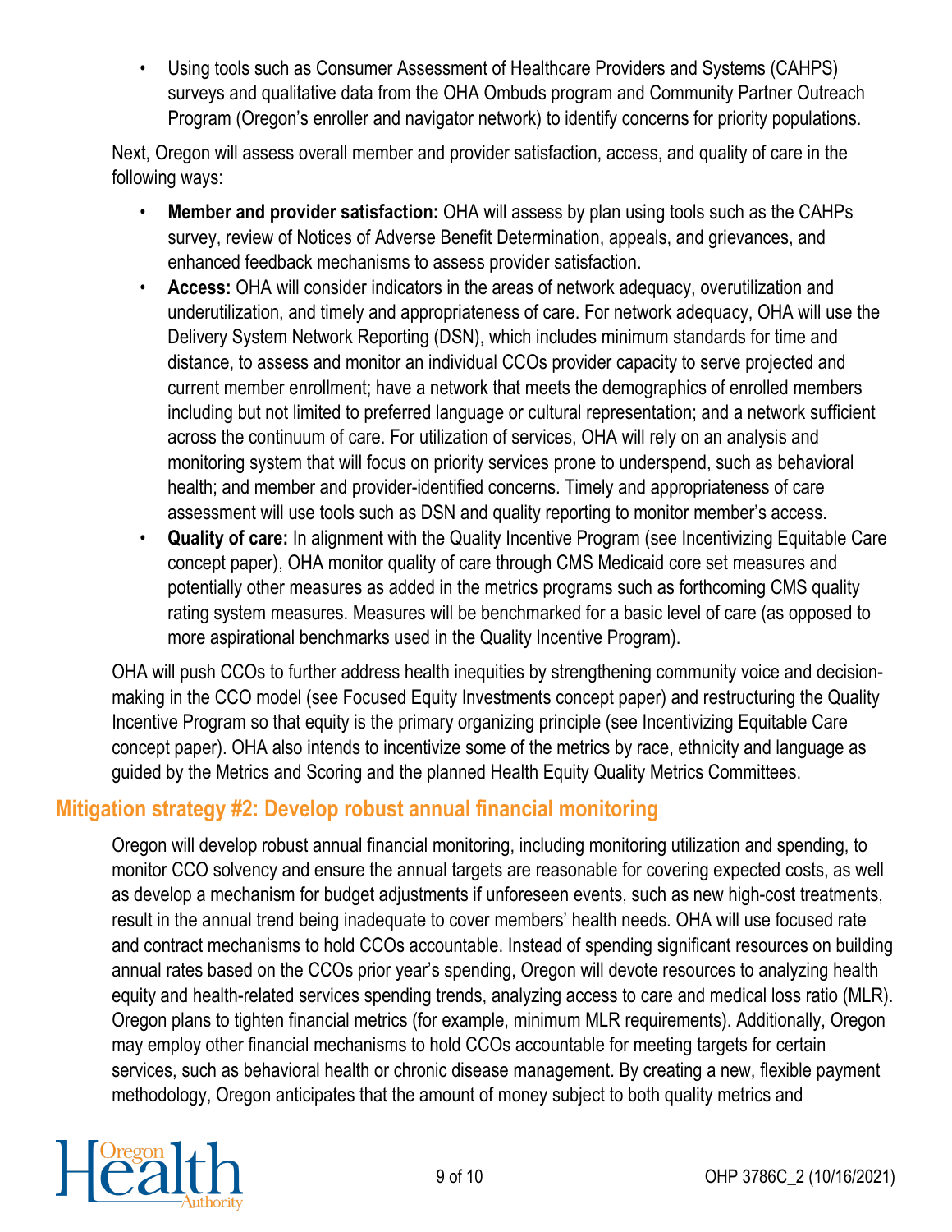- Using tools such as Consumer Assessment of Healthcare Providers and Systems (CAHPS) surveys and qualitative data from the OHA Ombuds program and Community Partner Outreach Program (Oregon's enroller and navigator network) to identify concerns for priority populations.

Next, Oregon will assess overall member and provider satisfaction, access, and quality of care in the following ways:

- **Member and provider satisfaction:** OHA will assess by plan using tools such as the CAHPs survey, review of Notices of Adverse Benefit Determination, appeals, and grievances, and enhanced feedback mechanisms to assess provider satisfaction.
- **Access:** OHA will consider indicators in the areas of network adequacy, overutilization and underutilization, and timely and appropriateness of care. For network adequacy, OHA will use the Delivery System Network Reporting (DSN), which includes minimum standards for time and distance, to assess and monitor an individual CCOs provider capacity to serve projected and current member enrollment; have a network that meets the demographics of enrolled members including but not limited to preferred language or cultural representation; and a network sufficient across the continuum of care. For utilization of services, OHA will rely on an analysis and monitoring system that will focus on priority services prone to underspend, such as behavioral health; and member and provider-identified concerns. Timely and appropriateness of care assessment will use tools such as DSN and quality reporting to monitor member's access.
- **Quality of care:** In alignment with the Quality Incentive Program (see Incentivizing Equitable Care concept paper), OHA monitor quality of care through CMS Medicaid core set measures and potentially other measures as added in the metrics programs such as forthcoming CMS quality rating system measures. Measures will be benchmarked for a basic level of care (as opposed to more aspirational benchmarks used in the Quality Incentive Program).

OHA will push CCOs to further address health inequities by strengthening community voice and decision-making in the CCO model (see Focused Equity Investments concept paper) and restructuring the Quality Incentive Program so that equity is the primary organizing principle (see Incentivizing Equitable Care concept paper). OHA also intends to incentivize some of the metrics by race, ethnicity and language as guided by the Metrics and Scoring and the planned Health Equity Quality Metrics Committees.

## Mitigation strategy #2: Develop robust annual financial monitoring

Oregon will develop robust annual financial monitoring, including monitoring utilization and spending, to monitor CCO solvency and ensure the annual targets are reasonable for covering expected costs, as well as develop a mechanism for budget adjustments if unforeseen events, such as new high-cost treatments, result in the annual trend being inadequate to cover members' health needs. OHA will use focused rate and contract mechanisms to hold CCOs accountable. Instead of spending significant resources on building annual rates based on the CCOs prior year's spending, Oregon will devote resources to analyzing health equity and health-related services spending trends, analyzing access to care and medical loss ratio (MLR). Oregon plans to tighten financial metrics (for example, minimum MLR requirements). Additionally, Oregon may employ other financial mechanisms to hold CCOs accountable for meeting targets for certain services, such as behavioral health or chronic disease management. By creating a new, flexible payment methodology, Oregon anticipates that the amount of money subject to both quality metrics and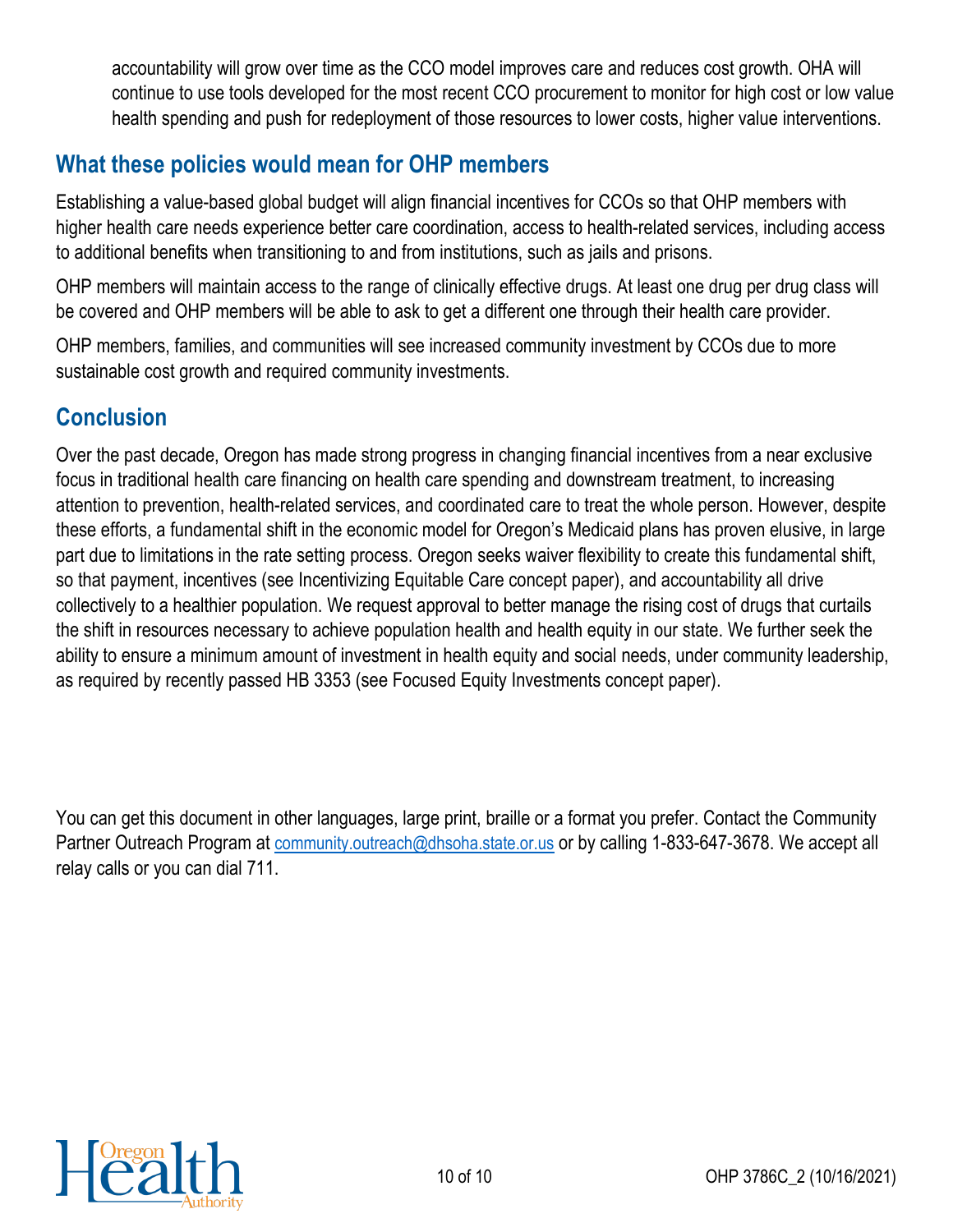accountability will grow over time as the CCO model improves care and reduces cost growth. OHA will continue to use tools developed for the most recent CCO procurement to monitor for high cost or low value health spending and push for redeployment of those resources to lower costs, higher value interventions.

## What these policies would mean for OHP members

Establishing a value-based global budget will align financial incentives for CCOs so that OHP members with higher health care needs experience better care coordination, access to health-related services, including access to additional benefits when transitioning to and from institutions, such as jails and prisons.

OHP members will maintain access to the range of clinically effective drugs. At least one drug per drug class will be covered and OHP members will be able to ask to get a different one through their health care provider.

OHP members, families, and communities will see increased community investment by CCOs due to more sustainable cost growth and required community investments.

## Conclusion

Over the past decade, Oregon has made strong progress in changing financial incentives from a near exclusive focus in traditional health care financing on health care spending and downstream treatment, to increasing attention to prevention, health-related services, and coordinated care to treat the whole person. However, despite these efforts, a fundamental shift in the economic model for Oregon's Medicaid plans has proven elusive, in large part due to limitations in the rate setting process. Oregon seeks waiver flexibility to create this fundamental shift, so that payment, incentives (see Incentivizing Equitable Care concept paper), and accountability all drive collectively to a healthier population. We request approval to better manage the rising cost of drugs that curtails the shift in resources necessary to achieve population health and health equity in our state. We further seek the ability to ensure a minimum amount of investment in health equity and social needs, under community leadership, as required by recently passed HB 3353 (see Focused Equity Investments concept paper).

You can get this document in other languages, large print, braille or a format you prefer. Contact the Community Partner Outreach Program at community.outreach@dhsoha.state.or.us or by calling 1-833-647-3678. We accept all relay calls or you can dial 711.

OHP 3786C_2 (10/16/2021)